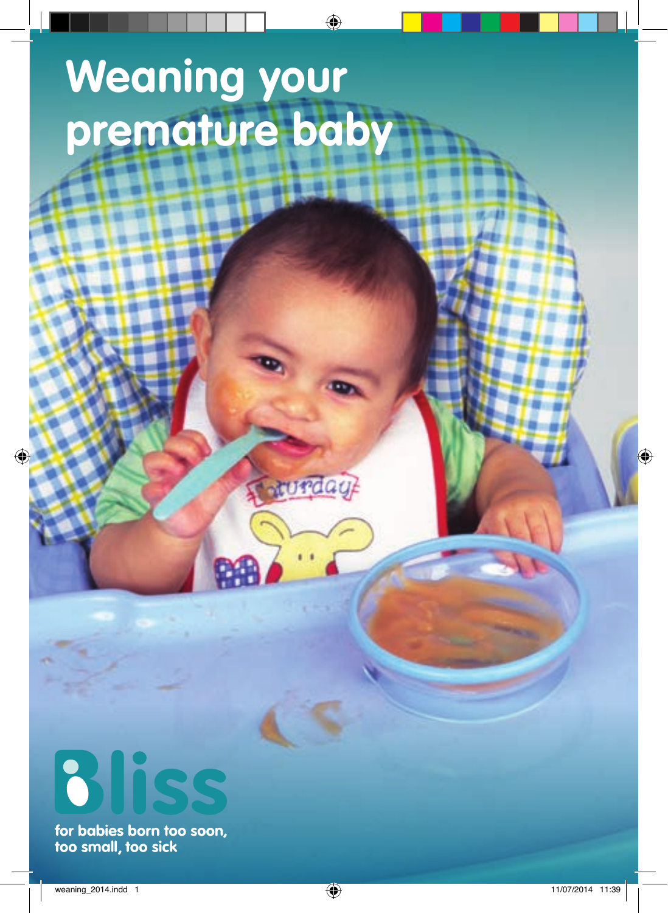# Weaning your premature baby

Bliss

for babies born too soon, too small, too sick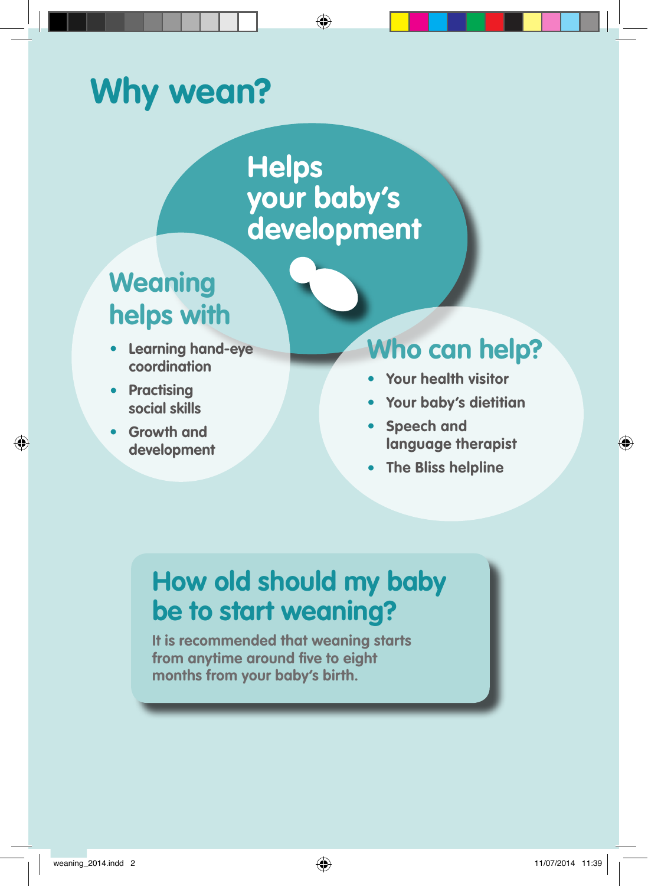# Why wean?

## Helps your baby's development

### Weaning helps with

- Learning hand-eye coordination
- Practising social skills
- Growth and development

### Who can help?

- Your health visitor
- Your baby's dietitian
- Speech and language therapist
- The Bliss helpline

## How old should my baby be to start weaning?

It is recommended that weaning starts from anytime around five to eight months from your baby's birth.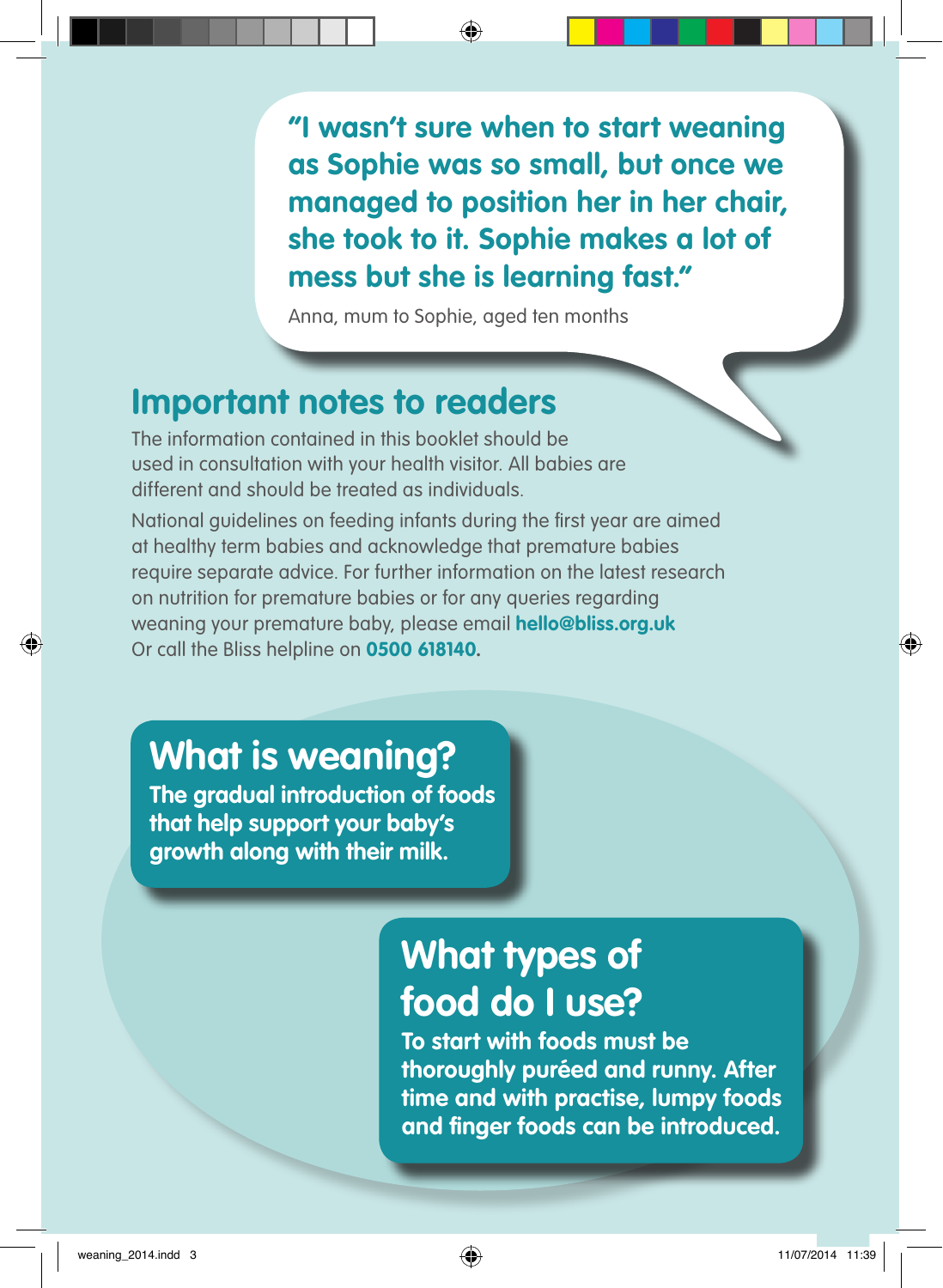**"I wasn't sure when to start weaning as Sophie was so small, but once we managed to position her in her chair, she took to it. Sophie makes a lot of mess but she is learning fast."**

Anna, mum to Sophie, aged ten months

## Important notes to readers

The information contained in this booklet should be used in consultation with your health visitor. All babies are different and should be treated as individuals.

National guidelines on feeding infants during the first year are aimed at healthy term babies and acknowledge that premature babies require separate advice. For further information on the latest research on nutrition for premature babies or for any queries regarding weaning your premature baby, please email **hello@bliss.org.uk** Or call the Bliss helpline on **0500 618140.**

## What is weaning?

**The gradual introduction of foods that help support your baby's growth along with their milk.**

## What types of food do I use?

**To start with foods must be thoroughly puréed and runny. After time and with practise, lumpy foods and finger foods can be introduced.**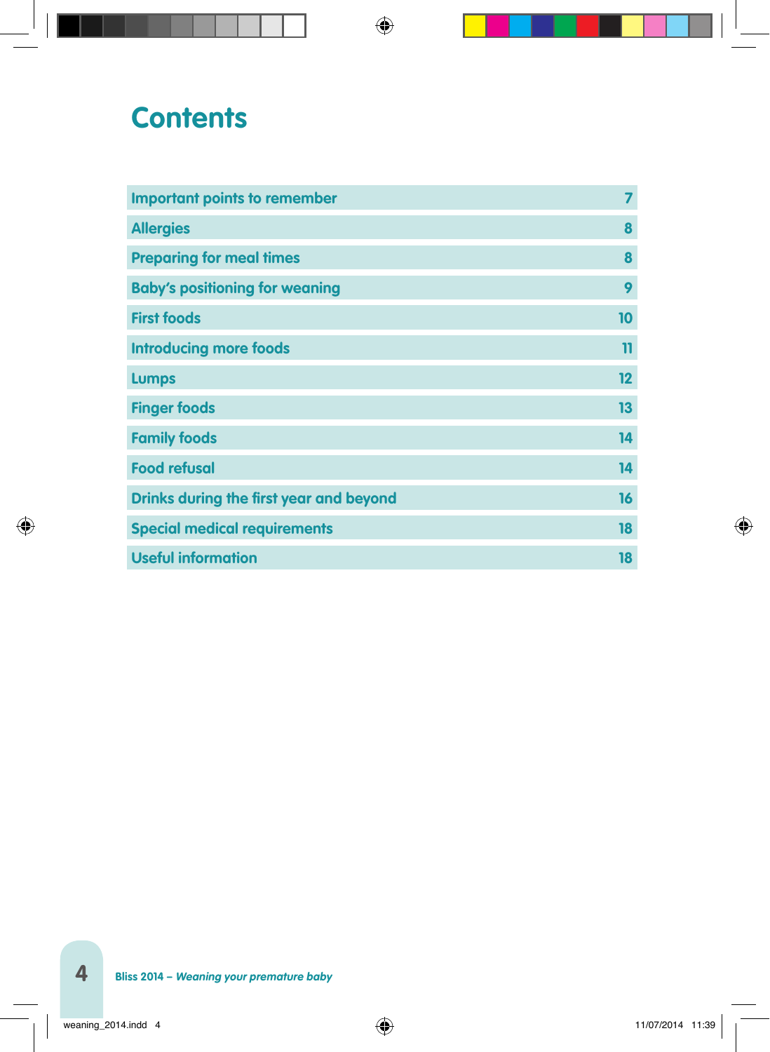# Contents

| | |
|---|---|
| Important points to remember | 7 |
| Allergies | 8 |
| Preparing for meal times | 8 |
| Baby's positioning for weaning | 9 |
| First foods | 10 |
| Introducing more foods | 11 |
| Lumps | 12 |
| Finger foods | 13 |
| Family foods | 14 |
| Food refusal | 14 |
| Drinks during the first year and beyond | 16 |
| Special medical requirements | 18 |
| Useful information | 18 |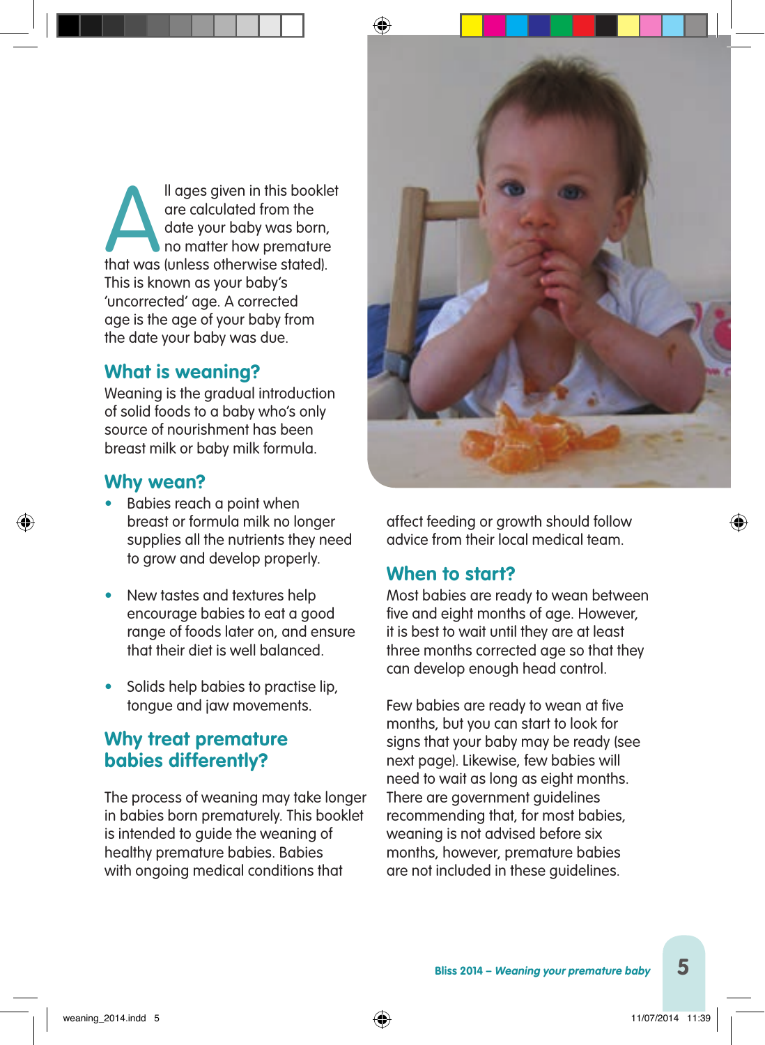All ages given in this booklet are calculated from the date your baby was born, no matter how premature that was (unless otherwise stated). This is known as your baby's 'uncorrected' age. A corrected age is the age of your baby from the date your baby was due.

## What is weaning?

Weaning is the gradual introduction of solid foods to a baby who's only source of nourishment has been breast milk or baby milk formula.

## Why wean?

- Babies reach a point when breast or formula milk no longer supplies all the nutrients they need to grow and develop properly.
- New tastes and textures help encourage babies to eat a good range of foods later on, and ensure that their diet is well balanced.
- Solids help babies to practise lip, tongue and jaw movements.

## Why treat premature babies differently?

The process of weaning may take longer in babies born prematurely. This booklet is intended to guide the weaning of healthy premature babies. Babies with ongoing medical conditions that affect feeding or growth should follow advice from their local medical team.

## When to start?

Most babies are ready to wean between five and eight months of age. However, it is best to wait until they are at least three months corrected age so that they can develop enough head control.

Few babies are ready to wean at five months, but you can start to look for signs that your baby may be ready (see next page). Likewise, few babies will need to wait as long as eight months. There are government guidelines recommending that, for most babies, weaning is not advised before six months, however, premature babies are not included in these guidelines.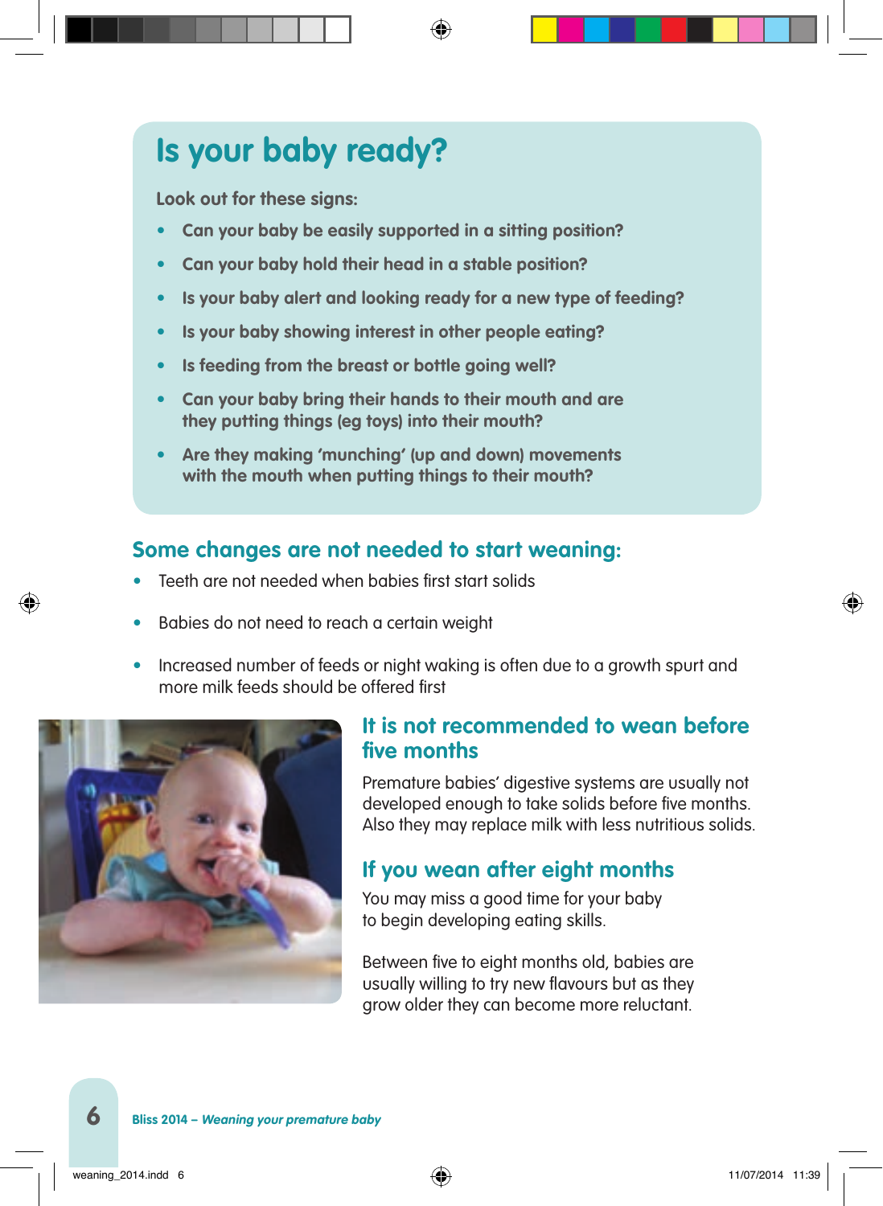## Is your baby ready?

**Look out for these signs:**

- **Can your baby be easily supported in a sitting position?**
- **Can your baby hold their head in a stable position?**
- **Is your baby alert and looking ready for a new type of feeding?**
- **Is your baby showing interest in other people eating?**
- **Is feeding from the breast or bottle going well?**
- **Can your baby bring their hands to their mouth and are they putting things (eg toys) into their mouth?**
- **Are they making 'munching' (up and down) movements with the mouth when putting things to their mouth?**

### Some changes are not needed to start weaning:

- Teeth are not needed when babies first start solids
- Babies do not need to reach a certain weight
- Increased number of feeds or night waking is often due to a growth spurt and more milk feeds should be offered first

### It is not recommended to wean before five months

Premature babies' digestive systems are usually not developed enough to take solids before five months. Also they may replace milk with less nutritious solids.

### If you wean after eight months

You may miss a good time for your baby to begin developing eating skills.

Between five to eight months old, babies are usually willing to try new flavours but as they grow older they can become more reluctant.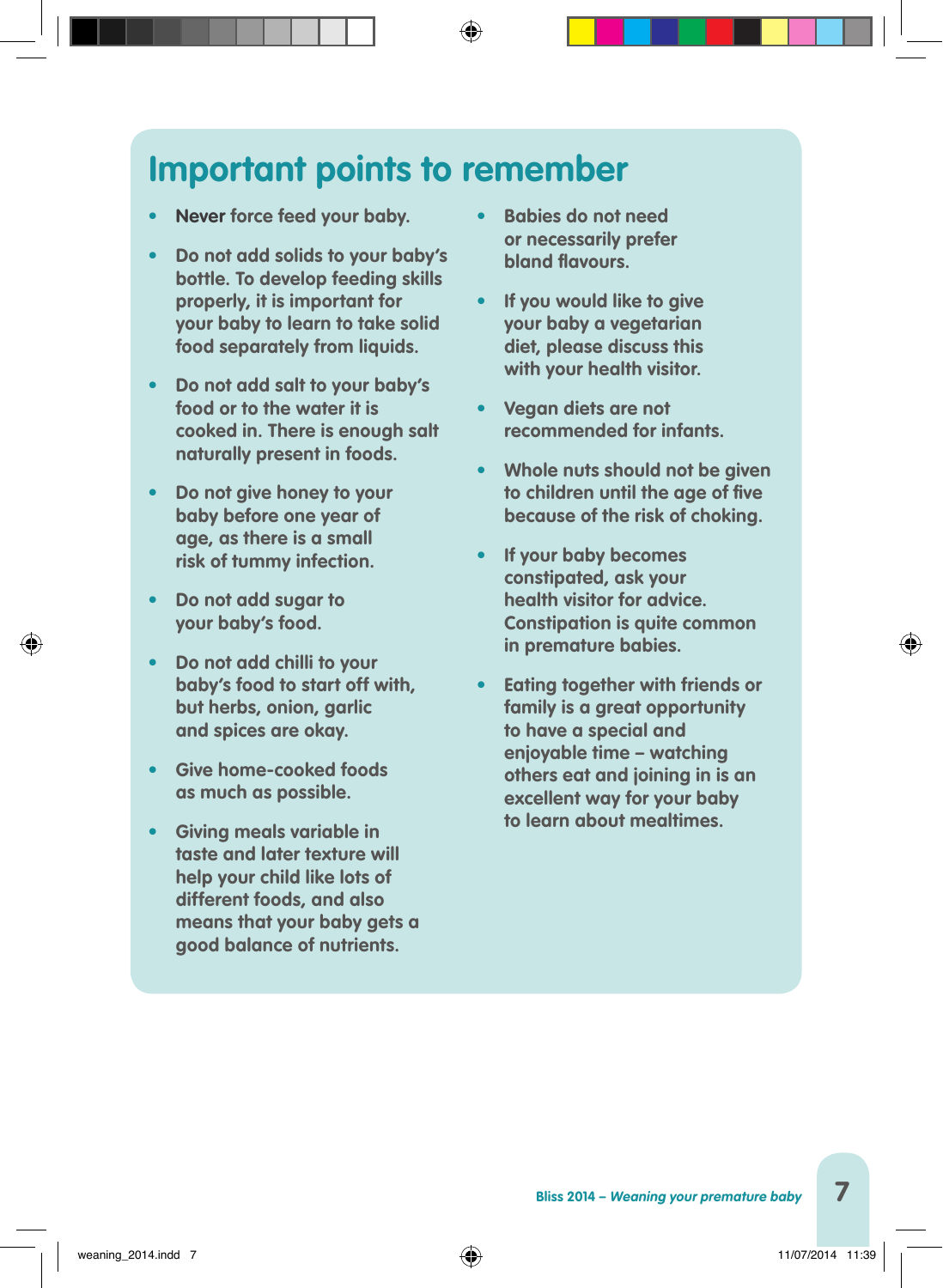## Important points to remember

- **Never** force feed your baby.
- Do not add solids to your baby's bottle. To develop feeding skills properly, it is important for your baby to learn to take solid food separately from liquids.
- Do not add salt to your baby's food or to the water it is cooked in. There is enough salt naturally present in foods.
- Do not give honey to your baby before one year of age, as there is a small risk of tummy infection.
- Do not add sugar to your baby's food.
- Do not add chilli to your baby's food to start off with, but herbs, onion, garlic and spices are okay.
- Give home-cooked foods as much as possible.
- Giving meals variable in taste and later texture will help your child like lots of different foods, and also means that your baby gets a good balance of nutrients.
- Babies do not need or necessarily prefer bland flavours.
- If you would like to give your baby a vegetarian diet, please discuss this with your health visitor.
- Vegan diets are not recommended for infants.
- Whole nuts should not be given to children until the age of five because of the risk of choking.
- If your baby becomes constipated, ask your health visitor for advice. Constipation is quite common in premature babies.
- Eating together with friends or family is a great opportunity to have a special and enjoyable time – watching others eat and joining in is an excellent way for your baby to learn about mealtimes.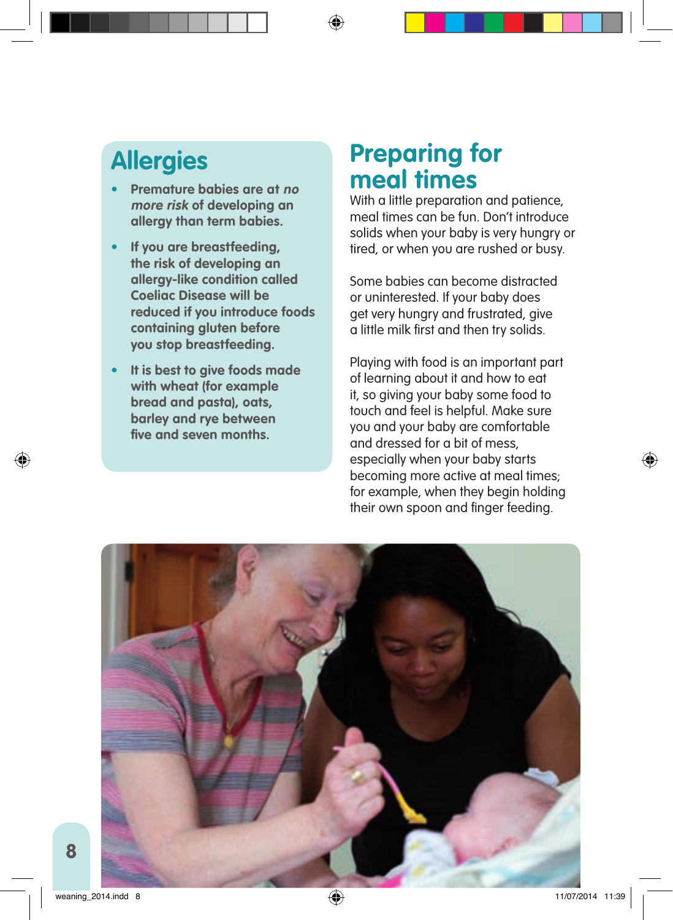## Allergies

- **Premature babies are at *no more risk* of developing an allergy than term babies.**
- **If you are breastfeeding, the risk of developing an allergy-like condition called Coeliac Disease will be reduced if you introduce foods containing gluten before you stop breastfeeding.**
- **It is best to give foods made with wheat (for example bread and pasta), oats, barley and rye between five and seven months.**

## Preparing for meal times

With a little preparation and patience, meal times can be fun. Don't introduce solids when your baby is very hungry or tired, or when you are rushed or busy.

Some babies can become distracted or uninterested. If your baby does get very hungry and frustrated, give a little milk first and then try solids.

Playing with food is an important part of learning about it and how to eat it, so giving your baby some food to touch and feel is helpful. Make sure you and your baby are comfortable and dressed for a bit of mess, especially when your baby starts becoming more active at meal times; for example, when they begin holding their own spoon and finger feeding.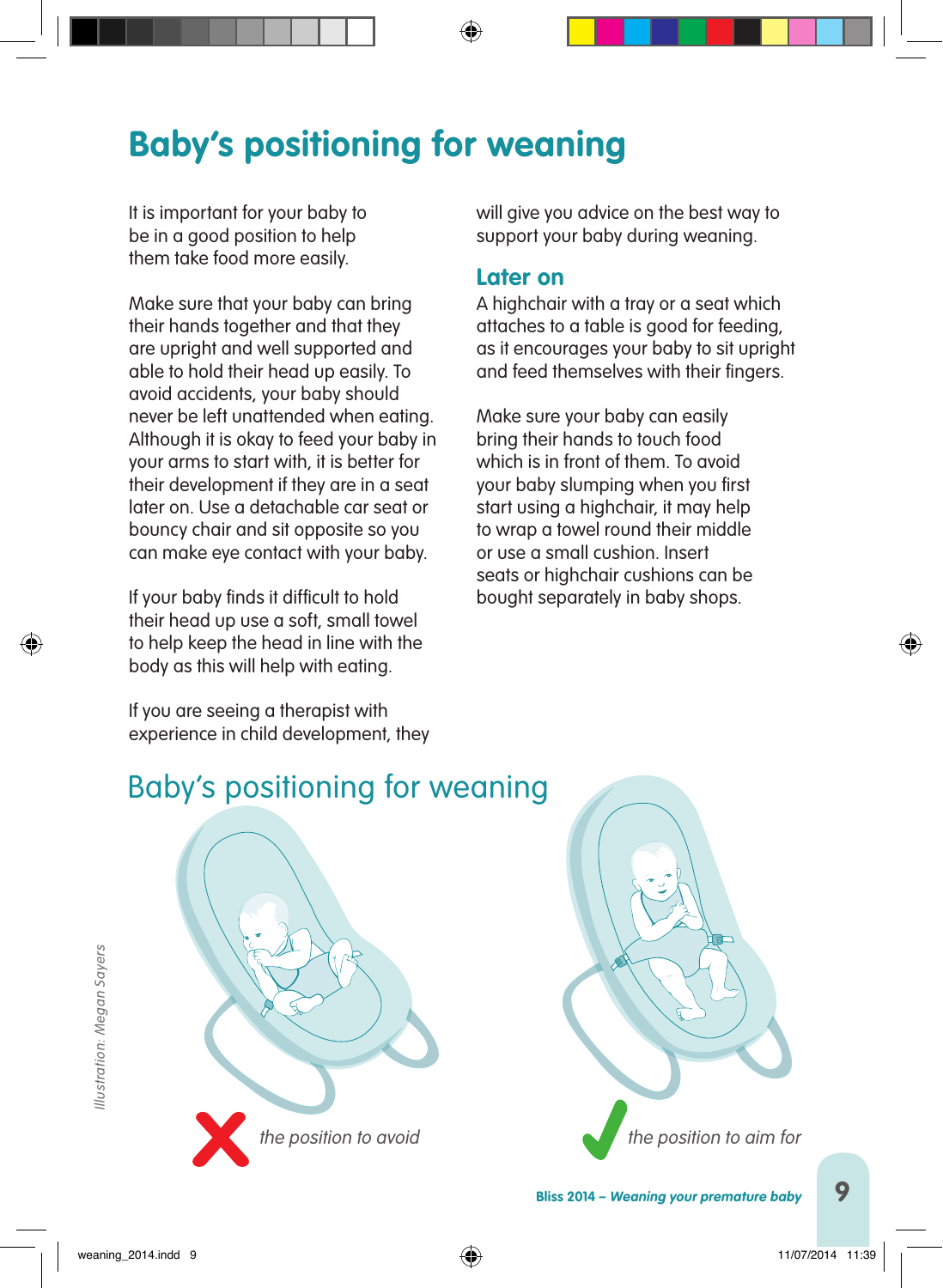# Baby's positioning for weaning

It is important for your baby to be in a good position to help them take food more easily.

Make sure that your baby can bring their hands together and that they are upright and well supported and able to hold their head up easily. To avoid accidents, your baby should never be left unattended when eating. Although it is okay to feed your baby in your arms to start with, it is better for their development if they are in a seat later on. Use a detachable car seat or bouncy chair and sit opposite so you can make eye contact with your baby.

If your baby finds it difficult to hold their head up use a soft, small towel to help keep the head in line with the body as this will help with eating.

If you are seeing a therapist with experience in child development, they will give you advice on the best way to support your baby during weaning.

## Later on

A highchair with a tray or a seat which attaches to a table is good for feeding, as it encourages your baby to sit upright and feed themselves with their fingers.

Make sure your baby can easily bring their hands to touch food which is in front of them. To avoid your baby slumping when you first start using a highchair, it may help to wrap a towel round their middle or use a small cushion. Insert seats or highchair cushions can be bought separately in baby shops.

## Baby's positioning for weaning

*Illustration: Megan Sayers*

✗ *the position to avoid*

✓ *the position to aim for*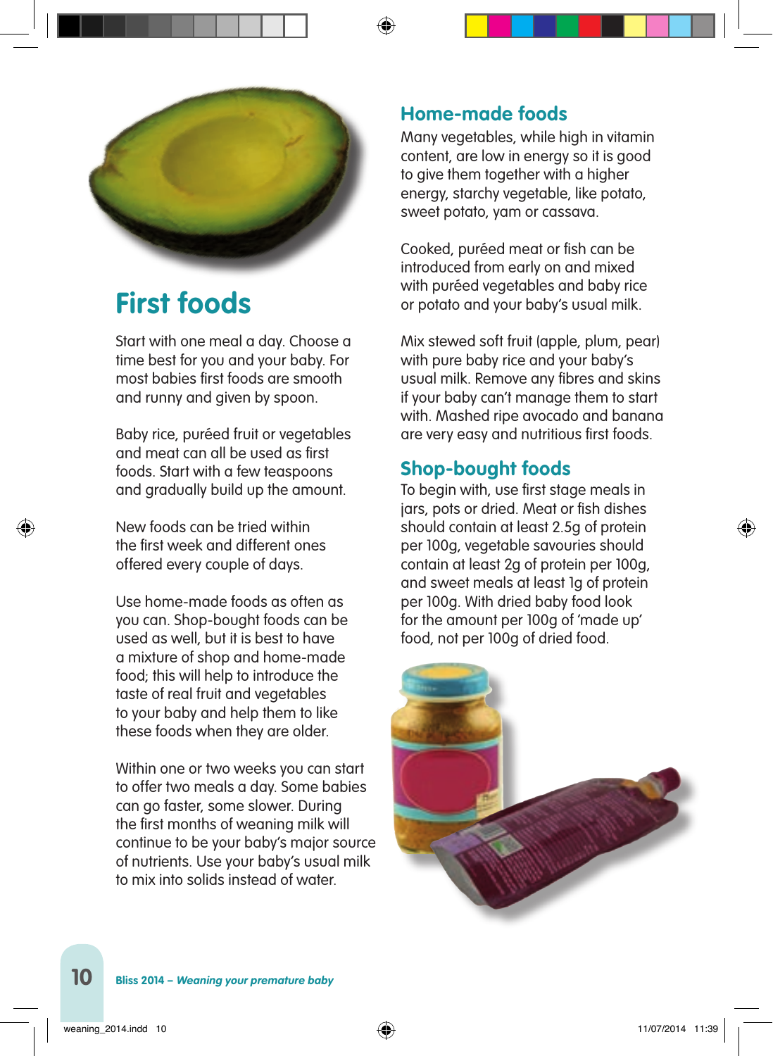# First foods

Start with one meal a day. Choose a time best for you and your baby. For most babies first foods are smooth and runny and given by spoon.

Baby rice, puréed fruit or vegetables and meat can all be used as first foods. Start with a few teaspoons and gradually build up the amount.

New foods can be tried within the first week and different ones offered every couple of days.

Use home-made foods as often as you can. Shop-bought foods can be used as well, but it is best to have a mixture of shop and home-made food; this will help to introduce the taste of real fruit and vegetables to your baby and help them to like these foods when they are older.

Within one or two weeks you can start to offer two meals a day. Some babies can go faster, some slower. During the first months of weaning milk will continue to be your baby's major source of nutrients. Use your baby's usual milk to mix into solids instead of water.

## Home-made foods

Many vegetables, while high in vitamin content, are low in energy so it is good to give them together with a higher energy, starchy vegetable, like potato, sweet potato, yam or cassava.

Cooked, puréed meat or fish can be introduced from early on and mixed with puréed vegetables and baby rice or potato and your baby's usual milk.

Mix stewed soft fruit (apple, plum, pear) with pure baby rice and your baby's usual milk. Remove any fibres and skins if your baby can't manage them to start with. Mashed ripe avocado and banana are very easy and nutritious first foods.

## Shop-bought foods

To begin with, use first stage meals in jars, pots or dried. Meat or fish dishes should contain at least 2.5g of protein per 100g, vegetable savouries should contain at least 2g of protein per 100g, and sweet meals at least 1g of protein per 100g. With dried baby food look for the amount per 100g of 'made up' food, not per 100g of dried food.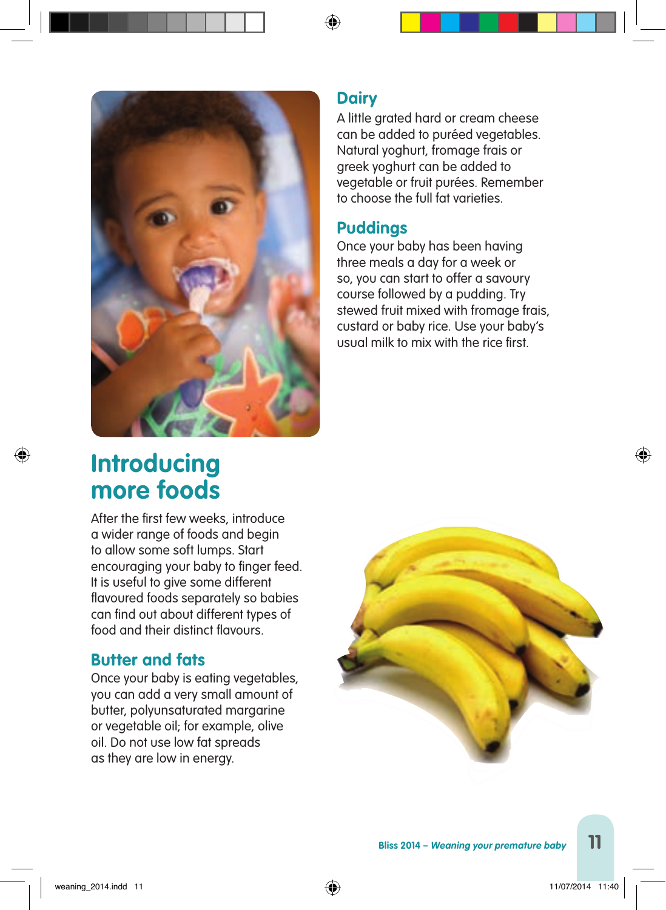## Introducing more foods

After the first few weeks, introduce a wider range of foods and begin to allow some soft lumps. Start encouraging your baby to finger feed. It is useful to give some different flavoured foods separately so babies can find out about different types of food and their distinct flavours.

### Butter and fats

Once your baby is eating vegetables, you can add a very small amount of butter, polyunsaturated margarine or vegetable oil; for example, olive oil. Do not use low fat spreads as they are low in energy.

### Dairy

A little grated hard or cream cheese can be added to puréed vegetables. Natural yoghurt, fromage frais or greek yoghurt can be added to vegetable or fruit purées. Remember to choose the full fat varieties.

### Puddings

Once your baby has been having three meals a day for a week or so, you can start to offer a savoury course followed by a pudding. Try stewed fruit mixed with fromage frais, custard or baby rice. Use your baby's usual milk to mix with the rice first.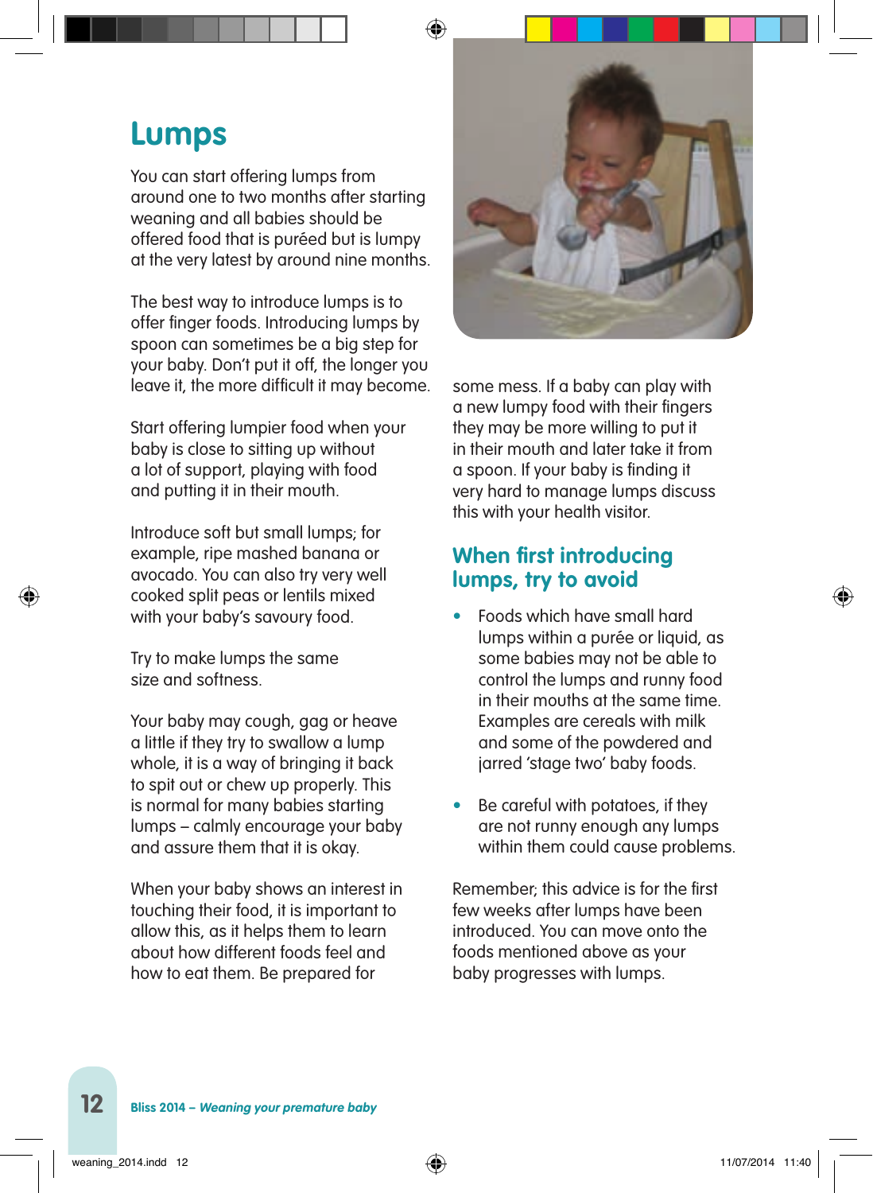# Lumps

You can start offering lumps from around one to two months after starting weaning and all babies should be offered food that is puréed but is lumpy at the very latest by around nine months.

The best way to introduce lumps is to offer finger foods. Introducing lumps by spoon can sometimes be a big step for your baby. Don't put it off, the longer you leave it, the more difficult it may become.

Start offering lumpier food when your baby is close to sitting up without a lot of support, playing with food and putting it in their mouth.

Introduce soft but small lumps; for example, ripe mashed banana or avocado. You can also try very well cooked split peas or lentils mixed with your baby's savoury food.

Try to make lumps the same size and softness.

Your baby may cough, gag or heave a little if they try to swallow a lump whole, it is a way of bringing it back to spit out or chew up properly. This is normal for many babies starting lumps – calmly encourage your baby and assure them that it is okay.

When your baby shows an interest in touching their food, it is important to allow this, as it helps them to learn about how different foods feel and how to eat them. Be prepared for some mess. If a baby can play with a new lumpy food with their fingers they may be more willing to put it in their mouth and later take it from a spoon. If your baby is finding it very hard to manage lumps discuss this with your health visitor.

## When first introducing lumps, try to avoid

- Foods which have small hard lumps within a purée or liquid, as some babies may not be able to control the lumps and runny food in their mouths at the same time. Examples are cereals with milk and some of the powdered and jarred 'stage two' baby foods.
- Be careful with potatoes, if they are not runny enough any lumps within them could cause problems.

Remember; this advice is for the first few weeks after lumps have been introduced. You can move onto the foods mentioned above as your baby progresses with lumps.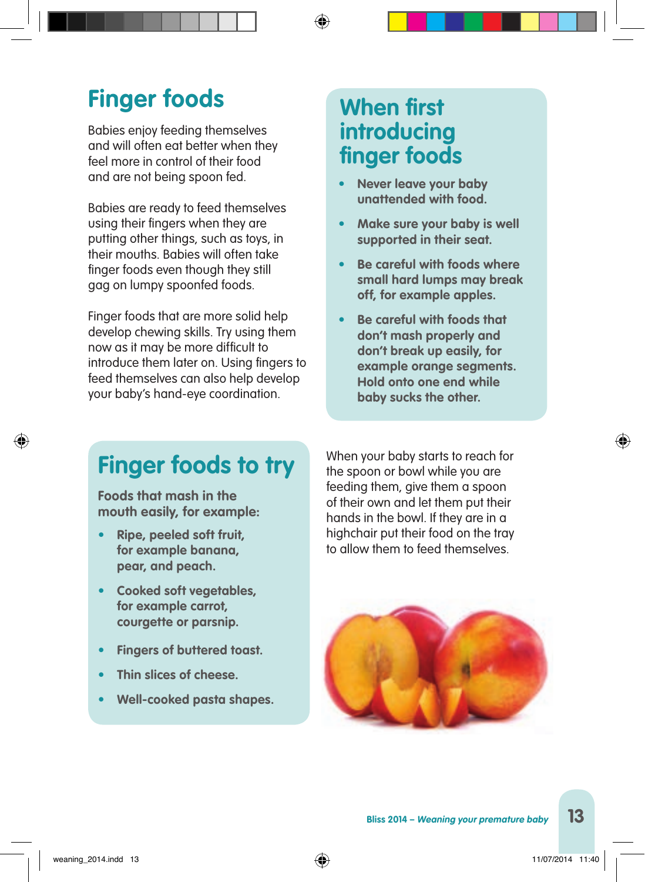# Finger foods

Babies enjoy feeding themselves and will often eat better when they feel more in control of their food and are not being spoon fed.

Babies are ready to feed themselves using their fingers when they are putting other things, such as toys, in their mouths. Babies will often take finger foods even though they still gag on lumpy spoonfed foods.

Finger foods that are more solid help develop chewing skills. Try using them now as it may be more difficult to introduce them later on. Using fingers to feed themselves can also help develop your baby's hand-eye coordination.

## When first introducing finger foods

- **Never leave your baby unattended with food.**
- **Make sure your baby is well supported in their seat.**
- **Be careful with foods where small hard lumps may break off, for example apples.**
- **Be careful with foods that don't mash properly and don't break up easily, for example orange segments. Hold onto one end while baby sucks the other.**

## Finger foods to try

**Foods that mash in the mouth easily, for example:**

- **Ripe, peeled soft fruit, for example banana, pear, and peach.**
- **Cooked soft vegetables, for example carrot, courgette or parsnip.**
- **Fingers of buttered toast.**
- **Thin slices of cheese.**
- **Well-cooked pasta shapes.**

When your baby starts to reach for the spoon or bowl while you are feeding them, give them a spoon of their own and let them put their hands in the bowl. If they are in a highchair put their food on the tray to allow them to feed themselves.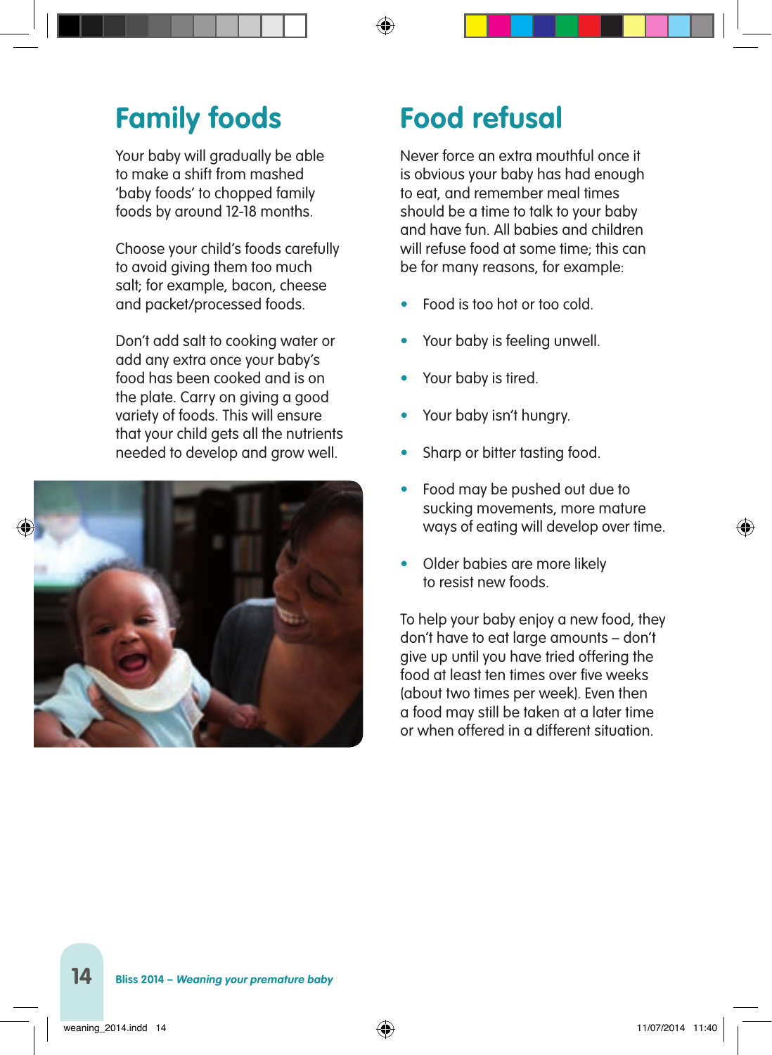## Family foods

Your baby will gradually be able to make a shift from mashed 'baby foods' to chopped family foods by around 12-18 months.

Choose your child's foods carefully to avoid giving them too much salt; for example, bacon, cheese and packet/processed foods.

Don't add salt to cooking water or add any extra once your baby's food has been cooked and is on the plate. Carry on giving a good variety of foods. This will ensure that your child gets all the nutrients needed to develop and grow well.

## Food refusal

Never force an extra mouthful once it is obvious your baby has had enough to eat, and remember meal times should be a time to talk to your baby and have fun. All babies and children will refuse food at some time; this can be for many reasons, for example:

- Food is too hot or too cold.
- Your baby is feeling unwell.
- Your baby is tired.
- Your baby isn't hungry.
- Sharp or bitter tasting food.
- Food may be pushed out due to sucking movements, more mature ways of eating will develop over time.
- Older babies are more likely to resist new foods.

To help your baby enjoy a new food, they don't have to eat large amounts – don't give up until you have tried offering the food at least ten times over five weeks (about two times per week). Even then a food may still be taken at a later time or when offered in a different situation.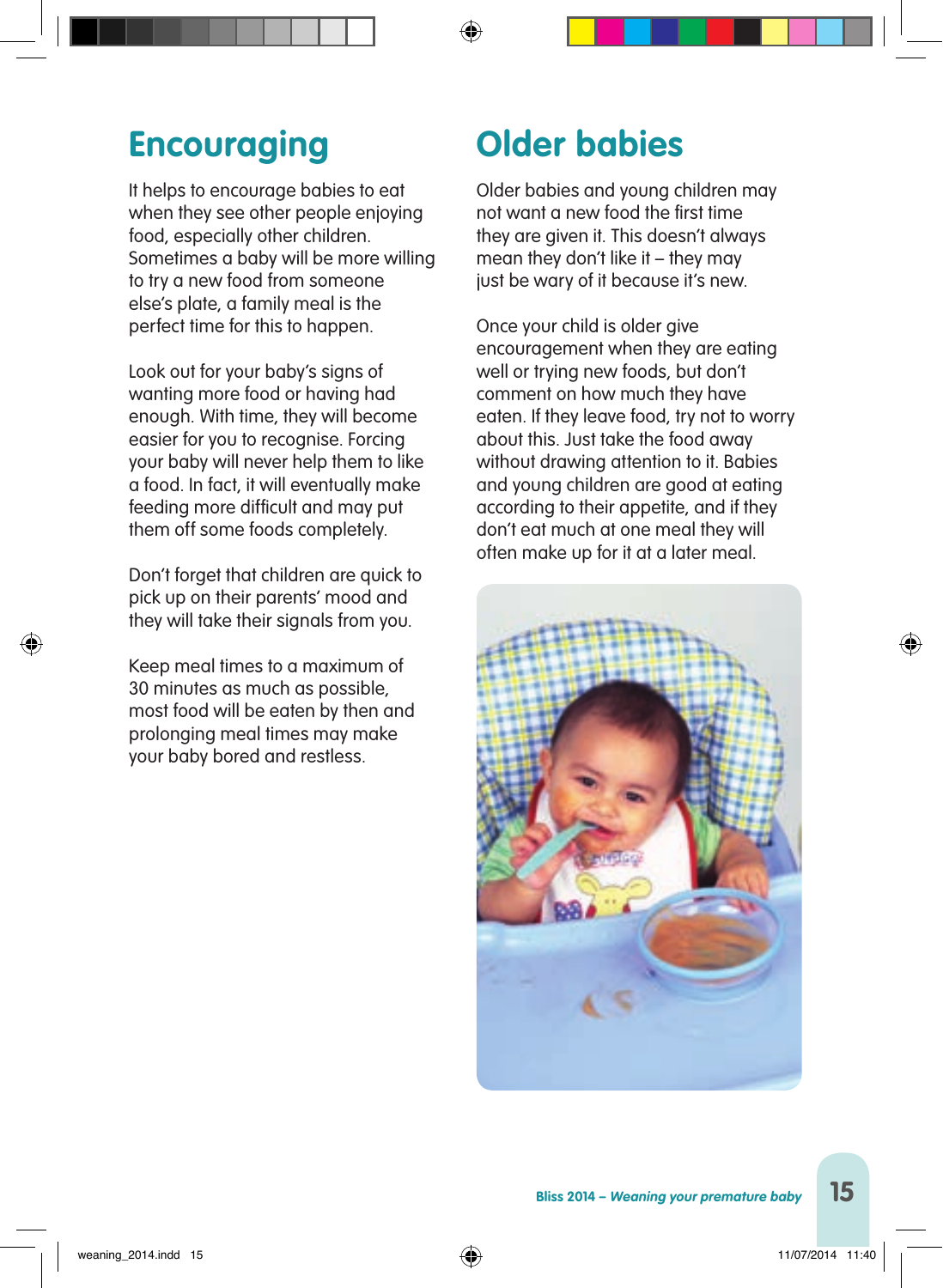## Encouraging

It helps to encourage babies to eat when they see other people enjoying food, especially other children. Sometimes a baby will be more willing to try a new food from someone else's plate, a family meal is the perfect time for this to happen.

Look out for your baby's signs of wanting more food or having had enough. With time, they will become easier for you to recognise. Forcing your baby will never help them to like a food. In fact, it will eventually make feeding more difficult and may put them off some foods completely.

Don't forget that children are quick to pick up on their parents' mood and they will take their signals from you.

Keep meal times to a maximum of 30 minutes as much as possible, most food will be eaten by then and prolonging meal times may make your baby bored and restless.

## Older babies

Older babies and young children may not want a new food the first time they are given it. This doesn't always mean they don't like it – they may just be wary of it because it's new.

Once your child is older give encouragement when they are eating well or trying new foods, but don't comment on how much they have eaten. If they leave food, try not to worry about this. Just take the food away without drawing attention to it. Babies and young children are good at eating according to their appetite, and if they don't eat much at one meal they will often make up for it at a later meal.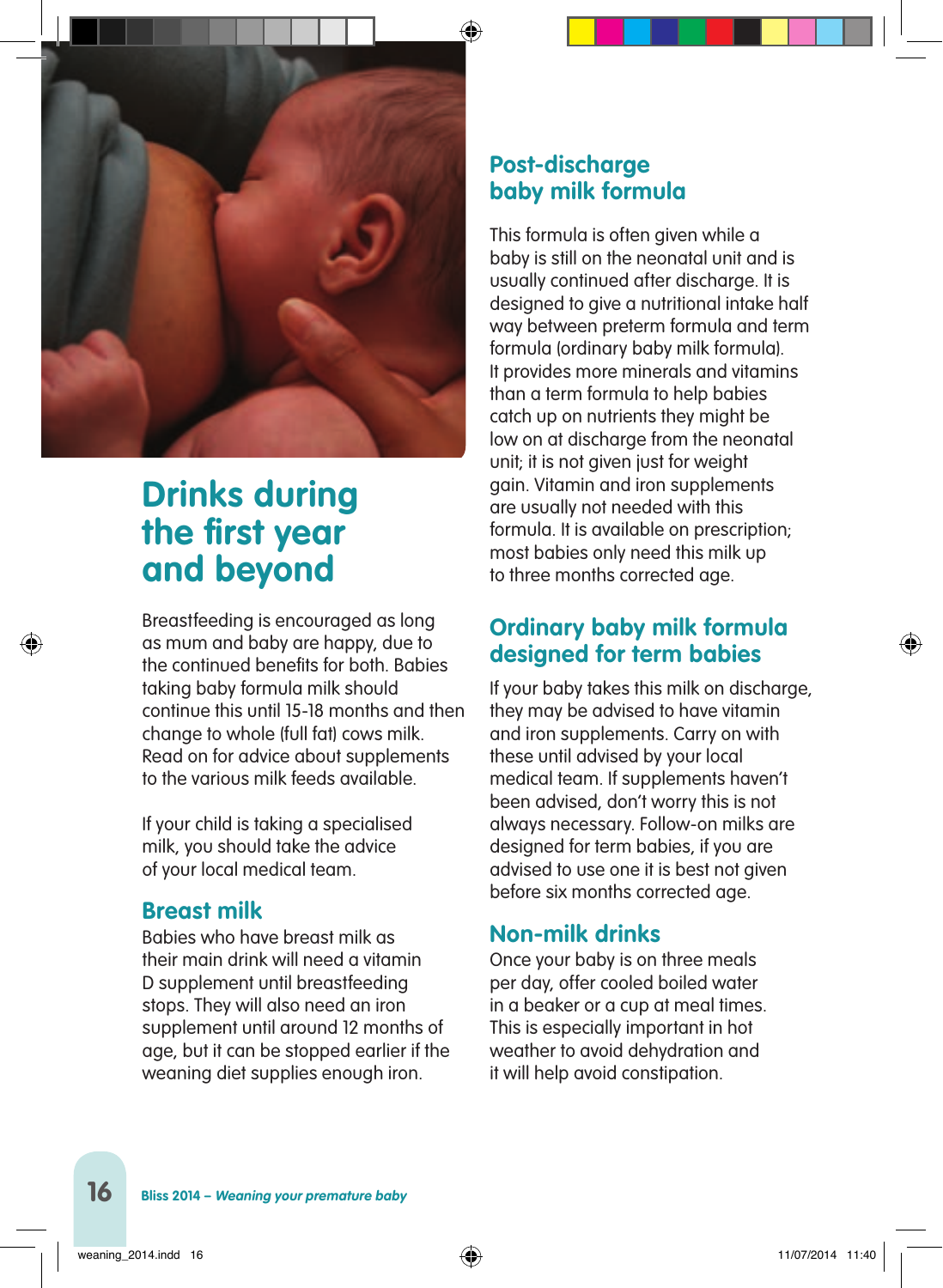# Drinks during the first year and beyond

Breastfeeding is encouraged as long as mum and baby are happy, due to the continued benefits for both. Babies taking baby formula milk should continue this until 15-18 months and then change to whole (full fat) cows milk. Read on for advice about supplements to the various milk feeds available.

If your child is taking a specialised milk, you should take the advice of your local medical team.

## Breast milk

Babies who have breast milk as their main drink will need a vitamin D supplement until breastfeeding stops. They will also need an iron supplement until around 12 months of age, but it can be stopped earlier if the weaning diet supplies enough iron.

## Post-discharge baby milk formula

This formula is often given while a baby is still on the neonatal unit and is usually continued after discharge. It is designed to give a nutritional intake half way between preterm formula and term formula (ordinary baby milk formula). It provides more minerals and vitamins than a term formula to help babies catch up on nutrients they might be low on at discharge from the neonatal unit; it is not given just for weight gain. Vitamin and iron supplements are usually not needed with this formula. It is available on prescription; most babies only need this milk up to three months corrected age.

## Ordinary baby milk formula designed for term babies

If your baby takes this milk on discharge, they may be advised to have vitamin and iron supplements. Carry on with these until advised by your local medical team. If supplements haven't been advised, don't worry this is not always necessary. Follow-on milks are designed for term babies, if you are advised to use one it is best not given before six months corrected age.

## Non-milk drinks

Once your baby is on three meals per day, offer cooled boiled water in a beaker or a cup at meal times. This is especially important in hot weather to avoid dehydration and it will help avoid constipation.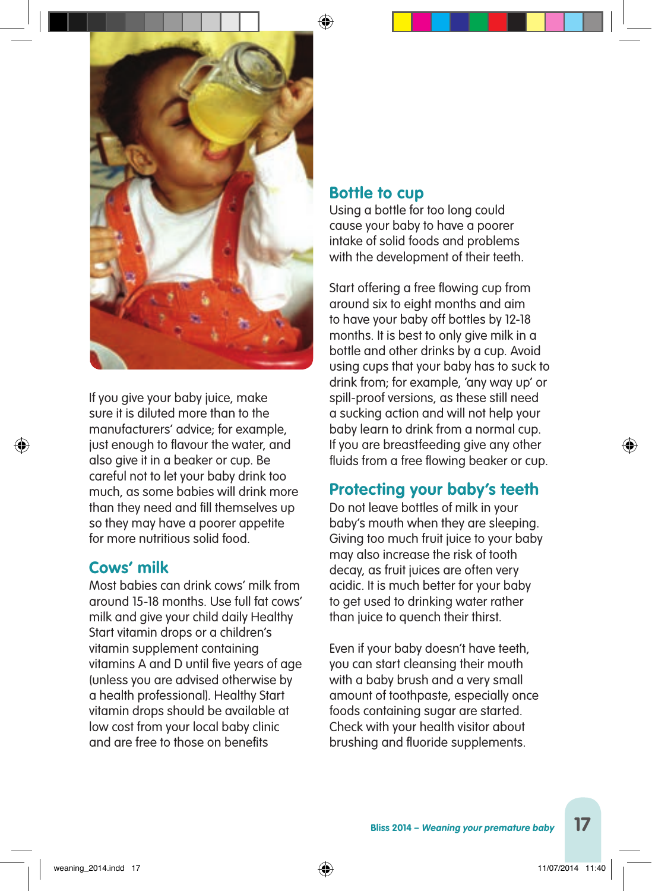If you give your baby juice, make sure it is diluted more than to the manufacturers' advice; for example, just enough to flavour the water, and also give it in a beaker or cup. Be careful not to let your baby drink too much, as some babies will drink more than they need and fill themselves up so they may have a poorer appetite for more nutritious solid food.

## Cows' milk

Most babies can drink cows' milk from around 15-18 months. Use full fat cows' milk and give your child daily Healthy Start vitamin drops or a children's vitamin supplement containing vitamins A and D until five years of age (unless you are advised otherwise by a health professional). Healthy Start vitamin drops should be available at low cost from your local baby clinic and are free to those on benefits

## Bottle to cup

Using a bottle for too long could cause your baby to have a poorer intake of solid foods and problems with the development of their teeth.

Start offering a free flowing cup from around six to eight months and aim to have your baby off bottles by 12-18 months. It is best to only give milk in a bottle and other drinks by a cup. Avoid using cups that your baby has to suck to drink from; for example, 'any way up' or spill-proof versions, as these still need a sucking action and will not help your baby learn to drink from a normal cup. If you are breastfeeding give any other fluids from a free flowing beaker or cup.

## Protecting your baby's teeth

Do not leave bottles of milk in your baby's mouth when they are sleeping. Giving too much fruit juice to your baby may also increase the risk of tooth decay, as fruit juices are often very acidic. It is much better for your baby to get used to drinking water rather than juice to quench their thirst.

Even if your baby doesn't have teeth, you can start cleansing their mouth with a baby brush and a very small amount of toothpaste, especially once foods containing sugar are started. Check with your health visitor about brushing and fluoride supplements.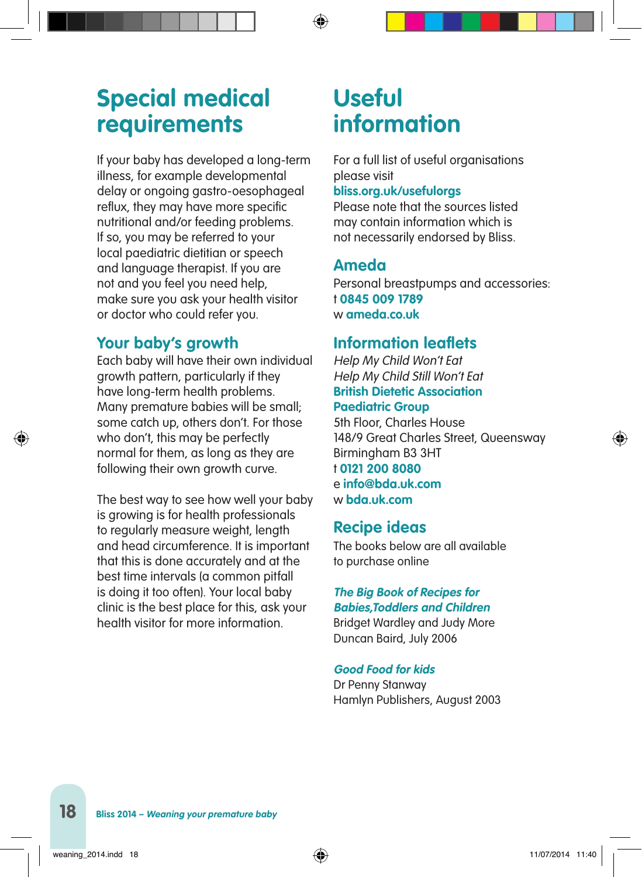# Special medical requirements

If your baby has developed a long-term illness, for example developmental delay or ongoing gastro-oesophageal reflux, they may have more specific nutritional and/or feeding problems. If so, you may be referred to your local paediatric dietitian or speech and language therapist. If you are not and you feel you need help, make sure you ask your health visitor or doctor who could refer you.

## Your baby's growth

Each baby will have their own individual growth pattern, particularly if they have long-term health problems. Many premature babies will be small; some catch up, others don't. For those who don't, this may be perfectly normal for them, as long as they are following their own growth curve.

The best way to see how well your baby is growing is for health professionals to regularly measure weight, length and head circumference. It is important that this is done accurately and at the best time intervals (a common pitfall is doing it too often). Your local baby clinic is the best place for this, ask your health visitor for more information.

# Useful information

For a full list of useful organisations please visit
**bliss.org.uk/usefulorgs**
Please note that the sources listed may contain information which is not necessarily endorsed by Bliss.

## Ameda

Personal breastpumps and accessories:
t **0845 009 1789**
w **ameda.co.uk**

## Information leaflets

*Help My Child Won't Eat*
*Help My Child Still Won't Eat*
**British Dietetic Association Paediatric Group**
5th Floor, Charles House
148/9 Great Charles Street, Queensway
Birmingham B3 3HT
t **0121 200 8080**
e **info@bda.uk.com**
w **bda.uk.com**

## Recipe ideas

The books below are all available to purchase online

***The Big Book of Recipes for Babies,Toddlers and Children***
Bridget Wardley and Judy More
Duncan Baird, July 2006

***Good Food for kids***
Dr Penny Stanway
Hamlyn Publishers, August 2003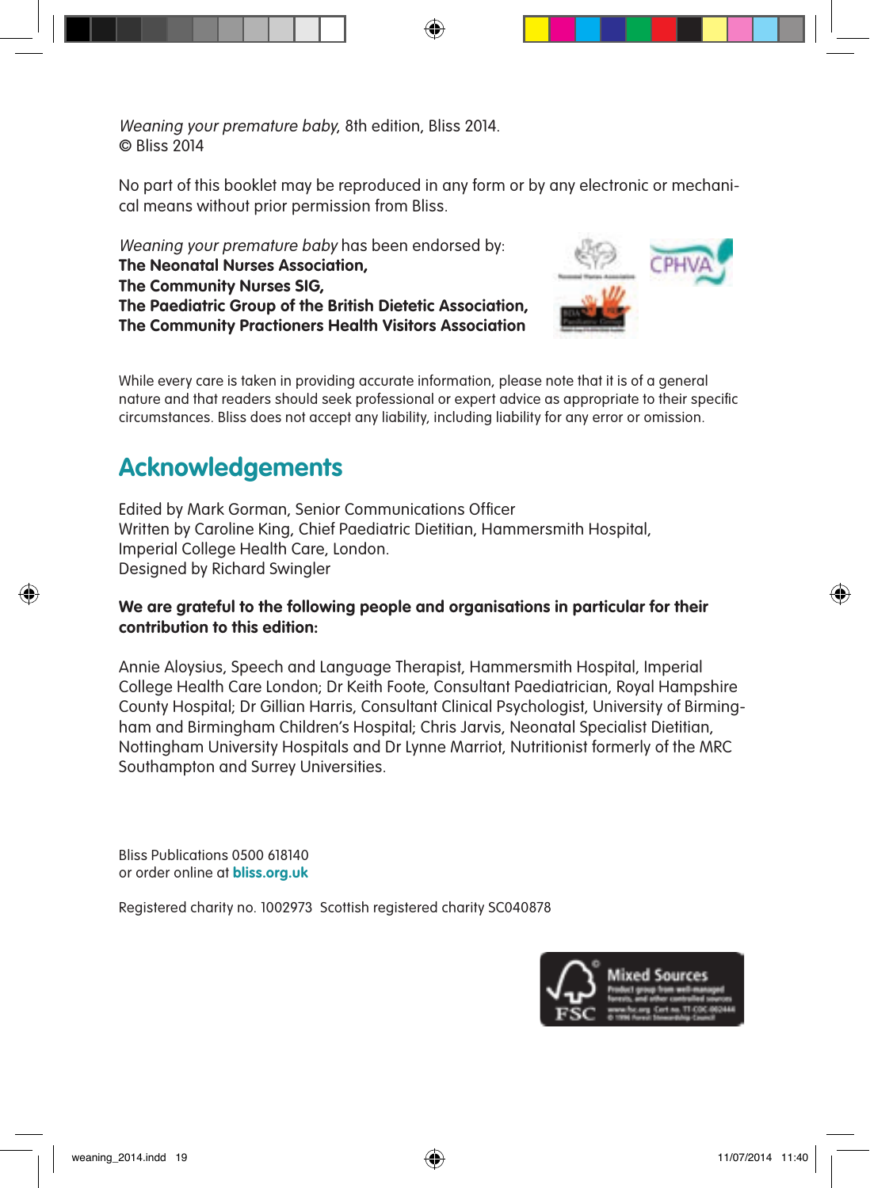*Weaning your premature baby*, 8th edition, Bliss 2014.
© Bliss 2014

No part of this booklet may be reproduced in any form or by any electronic or mechanical means without prior permission from Bliss.

*Weaning your premature baby* has been endorsed by:
**The Neonatal Nurses Association,**
**The Community Nurses SIG,**
**The Paediatric Group of the British Dietetic Association,**
**The Community Practioners Health Visitors Association**

While every care is taken in providing accurate information, please note that it is of a general nature and that readers should seek professional or expert advice as appropriate to their specific circumstances. Bliss does not accept any liability, including liability for any error or omission.

## Acknowledgements

Edited by Mark Gorman, Senior Communications Officer
Written by Caroline King, Chief Paediatric Dietitian, Hammersmith Hospital, Imperial College Health Care, London.
Designed by Richard Swingler

**We are grateful to the following people and organisations in particular for their contribution to this edition:**

Annie Aloysius, Speech and Language Therapist, Hammersmith Hospital, Imperial College Health Care London; Dr Keith Foote, Consultant Paediatrician, Royal Hampshire County Hospital; Dr Gillian Harris, Consultant Clinical Psychologist, University of Birmingham and Birmingham Children's Hospital; Chris Jarvis, Neonatal Specialist Dietitian, Nottingham University Hospitals and Dr Lynne Marriot, Nutritionist formerly of the MRC Southampton and Surrey Universities.

Bliss Publications 0500 618140
or order online at **bliss.org.uk**

Registered charity no. 1002973 Scottish registered charity SC040878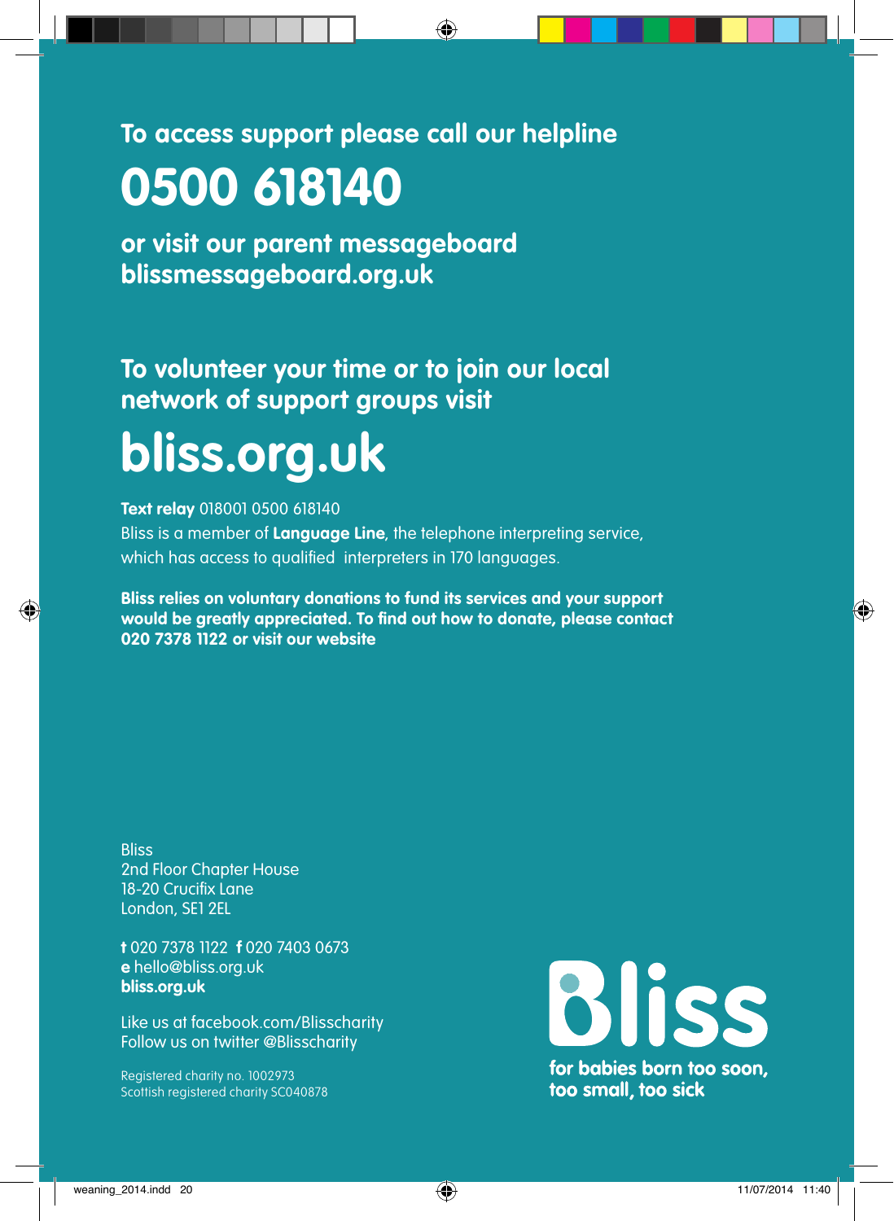**To access support please call our helpline**

# 0500 618140

**or visit our parent messageboard**
**blissmessageboard.org.uk**

**To volunteer your time or to join our local network of support groups visit**

# bliss.org.uk

**Text relay** 018001 0500 618140
Bliss is a member of **Language Line**, the telephone interpreting service, which has access to qualified interpreters in 170 languages.

**Bliss relies on voluntary donations to fund its services and your support would be greatly appreciated. To find out how to donate, please contact 020 7378 1122 or visit our website**

Bliss
2nd Floor Chapter House
18-20 Crucifix Lane
London, SE1 2EL

**t** 020 7378 1122 **f** 020 7403 0673
**e** hello@bliss.org.uk
**bliss.org.uk**

Like us at facebook.com/Blisscharity
Follow us on twitter @Blisscharity

Registered charity no. 1002973
Scottish registered charity SC040878

Bliss
**for babies born too soon, too small, too sick**